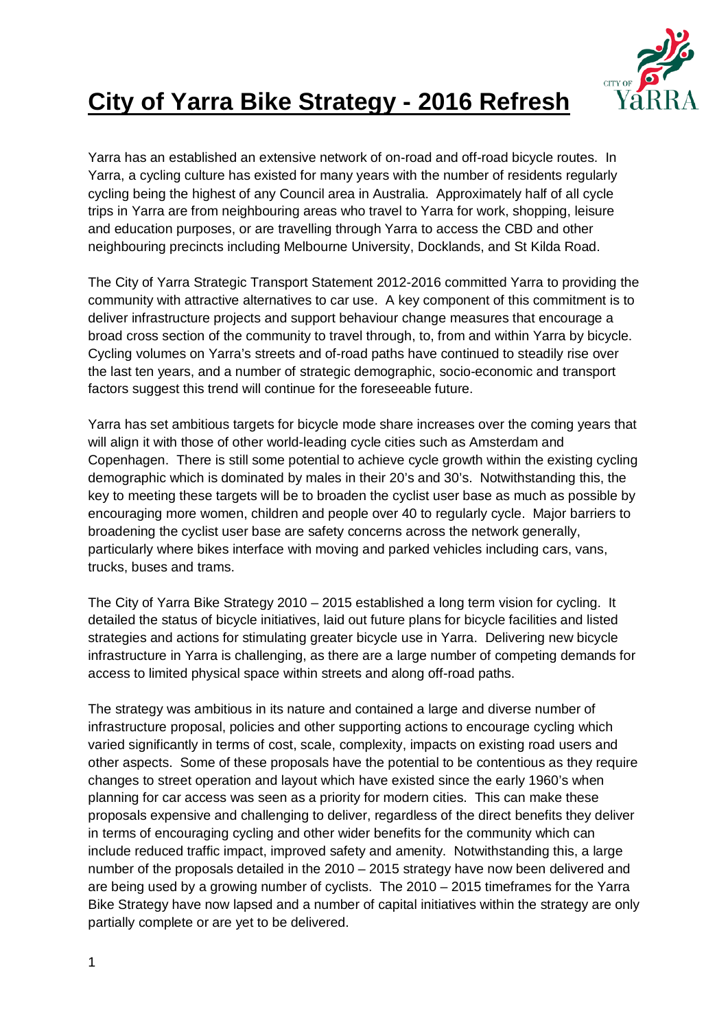# City of Yarra Bike Strategy - 2016 Refresh

Yarra has an established an extensive network of on-road and off-road bicycle routes. In Yarra, a cycling culture has existed for many years with the number of residents regularly cycling being the highest of any Council area in Australia. Approximately half of all cycle trips in Yarra are from neighbouring areas who travel to Yarra for work, shopping, leisure and education purposes, or are travelling through Yarra to access the CBD and other neighbouring precincts including Melbourne University, Docklands, and St Kilda Road.

The City of Yarra Strategic Transport Statement 2012-2016 committed Yarra to providing the community with attractive alternatives to car use. A key component of this commitment is to deliver infrastructure projects and support behaviour change measures that encourage a broad cross section of the community to travel through, to, from and within Yarra by bicycle. Cycling volumes on Yarra's streets and of-road paths have continued to steadily rise over the last ten years, and a number of strategic demographic, socio-economic and transport factors suggest this trend will continue for the foreseeable future.

Yarra has set ambitious targets for bicycle mode share increases over the coming years that will align it with those of other world-leading cycle cities such as Amsterdam and Copenhagen. There is still some potential to achieve cycle growth within the existing cycling demographic which is dominated by males in their 20's and 30's. Notwithstanding this, the key to meeting these targets will be to broaden the cyclist user base as much as possible by encouraging more women, children and people over 40 to regularly cycle. Major barriers to broadening the cyclist user base are safety concerns across the network generally, particularly where bikes interface with moving and parked vehicles including cars, vans, trucks, buses and trams.

The City of Yarra Bike Strategy 2010 – 2015 established a long term vision for cycling. It detailed the status of bicycle initiatives, laid out future plans for bicycle facilities and listed strategies and actions for stimulating greater bicycle use in Yarra. Delivering new bicycle infrastructure in Yarra is challenging, as there a large number of competing demands for access to limited physical space within streets and along off-road paths.

The strategy was ambitious in its nature and contained a large and diverse number of infrastructure proposal, policies and other supporting actions to encourage cycling which varied significantly in terms of cost, scale, complexity, impacts on existing road users and other aspects. Some of these proposals have the potential to be contentious as they require changes to street operation and layout which have existed since the early 1960's when planning for car access was seen as a priority for modern cities. This can make these proposals expensive and challenging to deliver, regardless of the direct benefits they deliver in terms of encouraging cycling and other wider benefits for the community which can include reduced traffic impact, improved safety and amenity. Notwithstanding this, a large number of the proposals detailed in the 2010 – 2015 strategy have now been delivered and are being used by a growing number of cyclists. The 2010 – 2015 timeframes for the Yarra Bike Strategy have now lapsed and a number of capital initiatives within the strategy are only partially complete or are yet to be delivered.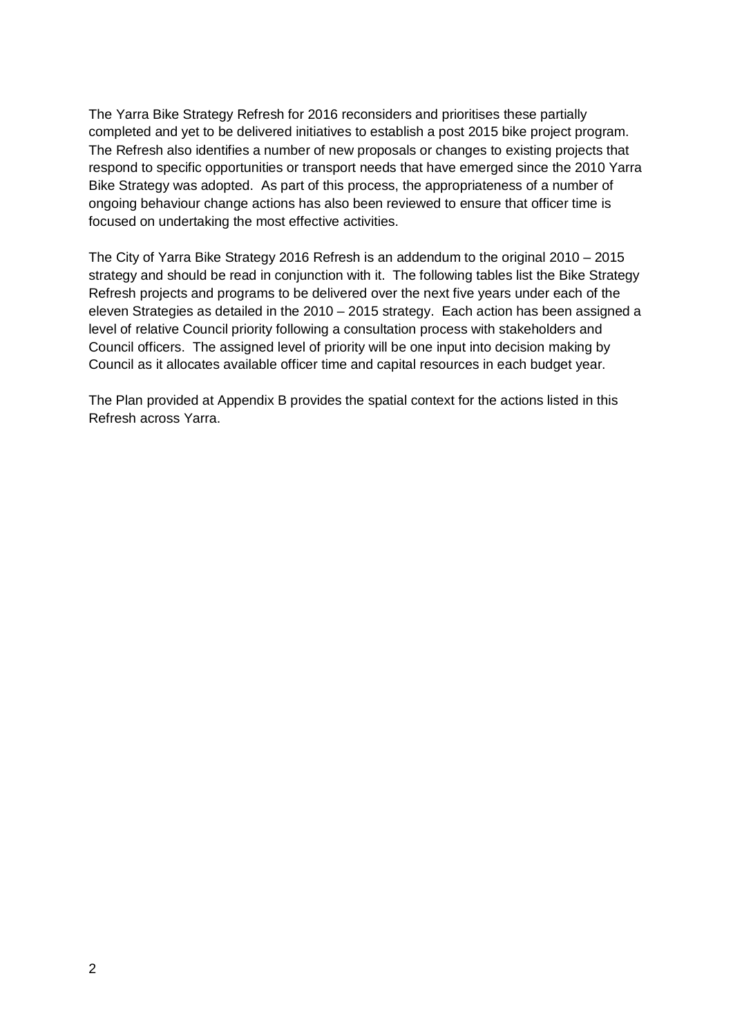The Yarra Bike Strategy Refresh for 2016 reconsiders and prioritises these partially completed and yet to be delivered initiatives to establish a post 2015 bike project program. The Refresh also identifies a number of new proposals or changes to existing projects that respond to specific opportunities or transport needs that have emerged since the 2010 Yarra Bike Strategy was adopted. As part of this process, the appropriateness of a number of ongoing behaviour change actions has also been reviewed to ensure that officer time is focused on undertaking the most effective activities.

The City of Yarra Bike Strategy 2016 Refresh is an addendum to the original 2010 – 2015 strategy and should be read in conjunction with it. The following tables list the Bike Strategy Refresh projects and programs to be delivered over the next five years under each of the eleven Strategies as detailed in the 2010 – 2015 strategy. Each action has been assigned a level of relative Council priority following a consultation process with stakeholders and Council officers. The assigned level of priority will be one input into decision making by Council as it allocates available officer time and capital resources in each budget year.

The Plan provided at Appendix B provides the spatial context for the actions listed in this Refresh across Yarra.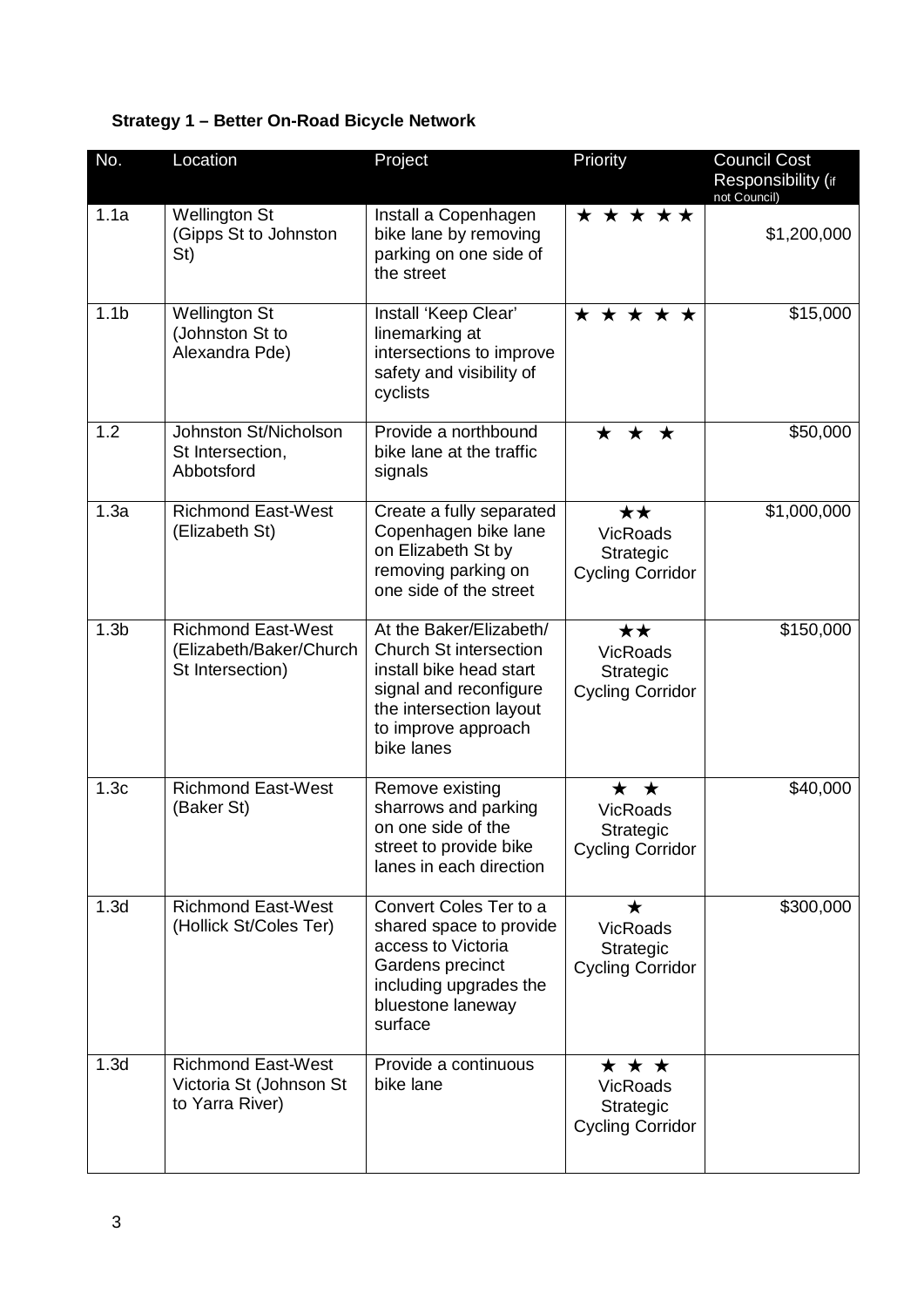**Strategy 1 – Better On-Road Bicycle Network**

| No. | Location | Project | Priority | Council Cost Responsibility (if not Council) |
|---|---|---|---|---|
| 1.1a | Wellington St (Gipps St to Johnston St) | Install a Copenhagen bike lane by removing parking on one side of the street | ★ ★ ★ ★★ | $1,200,000 |
| 1.1b | Wellington St (Johnston St to Alexandra Pde) | Install 'Keep Clear' linemarking at intersections to improve safety and visibility of cyclists | ★ ★ ★ ★ ★ | $15,000 |
| 1.2 | Johnston St/Nicholson St Intersection, Abbotsford | Provide a northbound bike lane at the traffic signals | ★ ★ ★ | $50,000 |
| 1.3a | Richmond East-West (Elizabeth St) | Create a fully separated Copenhagen bike lane on Elizabeth St by removing parking on one side of the street | ★★ VicRoads Strategic Cycling Corridor | $1,000,000 |
| 1.3b | Richmond East-West (Elizabeth/Baker/Church St Intersection) | At the Baker/Elizabeth/ Church St intersection install bike head start signal and reconfigure the intersection layout to improve approach bike lanes | ★★ VicRoads Strategic Cycling Corridor | $150,000 |
| 1.3c | Richmond East-West (Baker St) | Remove existing sharrows and parking on one side of the street to provide bike lanes in each direction | ★ ★ VicRoads Strategic Cycling Corridor | $40,000 |
| 1.3d | Richmond East-West (Hollick St/Coles Ter) | Convert Coles Ter to a shared space to provide access to Victoria Gardens precinct including upgrades the bluestone laneway surface | ★ VicRoads Strategic Cycling Corridor | $300,000 |
| 1.3d | Richmond East-West Victoria St (Johnson St to Yarra River) | Provide a continuous bike lane | ★ ★ ★ VicRoads Strategic Cycling Corridor | |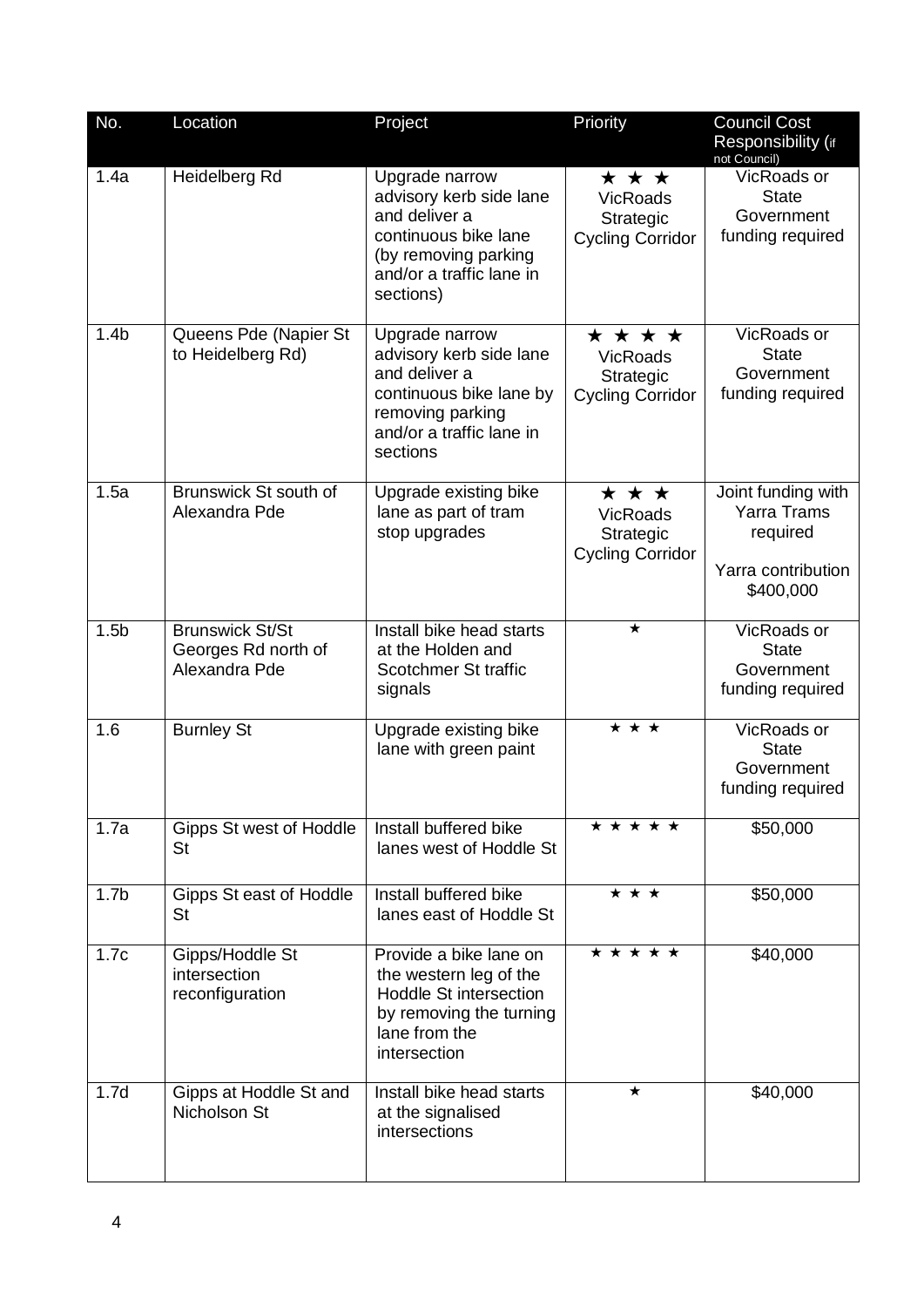| No. | Location | Project | Priority | Council Cost Responsibility (if not Council) |
|---|---|---|---|---|
| 1.4a | Heidelberg Rd | Upgrade narrow advisory kerb side lane and deliver a continuous bike lane (by removing parking and/or a traffic lane in sections) | ★ ★ ★ VicRoads Strategic Cycling Corridor | VicRoads or State Government funding required |
| 1.4b | Queens Pde (Napier St to Heidelberg Rd) | Upgrade narrow advisory kerb side lane and deliver a continuous bike lane by removing parking and/or a traffic lane in sections | ★ ★ ★ ★ VicRoads Strategic Cycling Corridor | VicRoads or State Government funding required |
| 1.5a | Brunswick St south of Alexandra Pde | Upgrade existing bike lane as part of tram stop upgrades | ★ ★ ★ VicRoads Strategic Cycling Corridor | Joint funding with Yarra Trams required<br><br>Yarra contribution $400,000 |
| 1.5b | Brunswick St/St Georges Rd north of Alexandra Pde | Install bike head starts at the Holden and Scotchmer St traffic signals | ★ | VicRoads or State Government funding required |
| 1.6 | Burnley St | Upgrade existing bike lane with green paint | ★ ★ ★ | VicRoads or State Government funding required |
| 1.7a | Gipps St west of Hoddle St | Install buffered bike lanes west of Hoddle St | ★ ★ ★ ★ ★ | $50,000 |
| 1.7b | Gipps St east of Hoddle St | Install buffered bike lanes east of Hoddle St | ★ ★ ★ | $50,000 |
| 1.7c | Gipps/Hoddle St intersection reconfiguration | Provide a bike lane on the western leg of the Hoddle St intersection by removing the turning lane from the intersection | ★ ★ ★ ★ ★ | $40,000 |
| 1.7d | Gipps at Hoddle St and Nicholson St | Install bike head starts at the signalised intersections | ★ | $40,000 |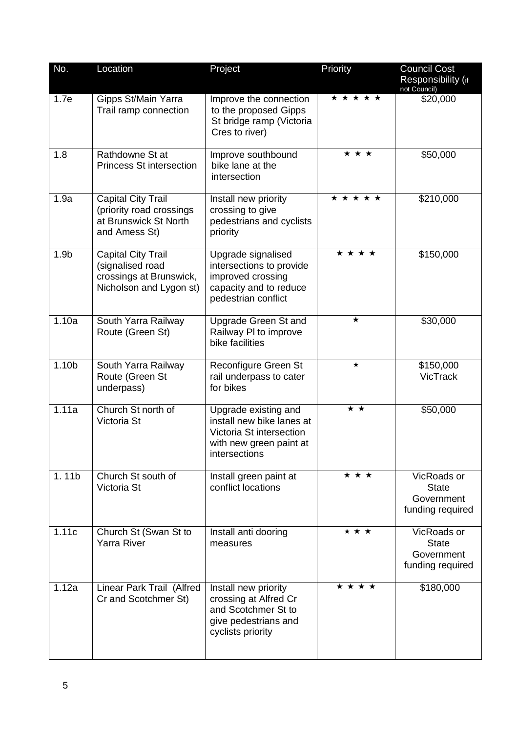| No. | Location | Project | Priority | Council Cost Responsibility (if not Council) |
|---|---|---|---|---|
| 1.7e | Gipps St/Main Yarra Trail ramp connection | Improve the connection to the proposed Gipps St bridge ramp (Victoria Cres to river) | ★ ★ ★ ★ ★ | $20,000 |
| 1.8 | Rathdowne St at Princess St intersection | Improve southbound bike lane at the intersection | ★ ★ ★ | $50,000 |
| 1.9a | Capital City Trail (priority road crossings at Brunswick St North and Amess St) | Install new priority crossing to give pedestrians and cyclists priority | ★ ★ ★ ★ ★ | $210,000 |
| 1.9b | Capital City Trail (signalised road crossings at Brunswick, Nicholson and Lygon st) | Upgrade signalised intersections to provide improved crossing capacity and to reduce pedestrian conflict | ★ ★ ★ ★ | $150,000 |
| 1.10a | South Yarra Railway Route (Green St) | Upgrade Green St and Railway Pl to improve bike facilities | ★ | $30,000 |
| 1.10b | South Yarra Railway Route (Green St underpass) | Reconfigure Green St rail underpass to cater for bikes | ★ | $150,000 VicTrack |
| 1.11a | Church St north of Victoria St | Upgrade existing and install new bike lanes at Victoria St intersection with new green paint at intersections | ★ ★ | $50,000 |
| 1. 11b | Church St south of Victoria St | Install green paint at conflict locations | ★ ★ ★ | VicRoads or State Government funding required |
| 1.11c | Church St (Swan St to Yarra River | Install anti dooring measures | ★ ★ ★ | VicRoads or State Government funding required |
| 1.12a | Linear Park Trail (Alfred Cr and Scotchmer St) | Install new priority crossing at Alfred Cr and Scotchmer St to give pedestrians and cyclists priority | ★ ★ ★ ★ | $180,000 |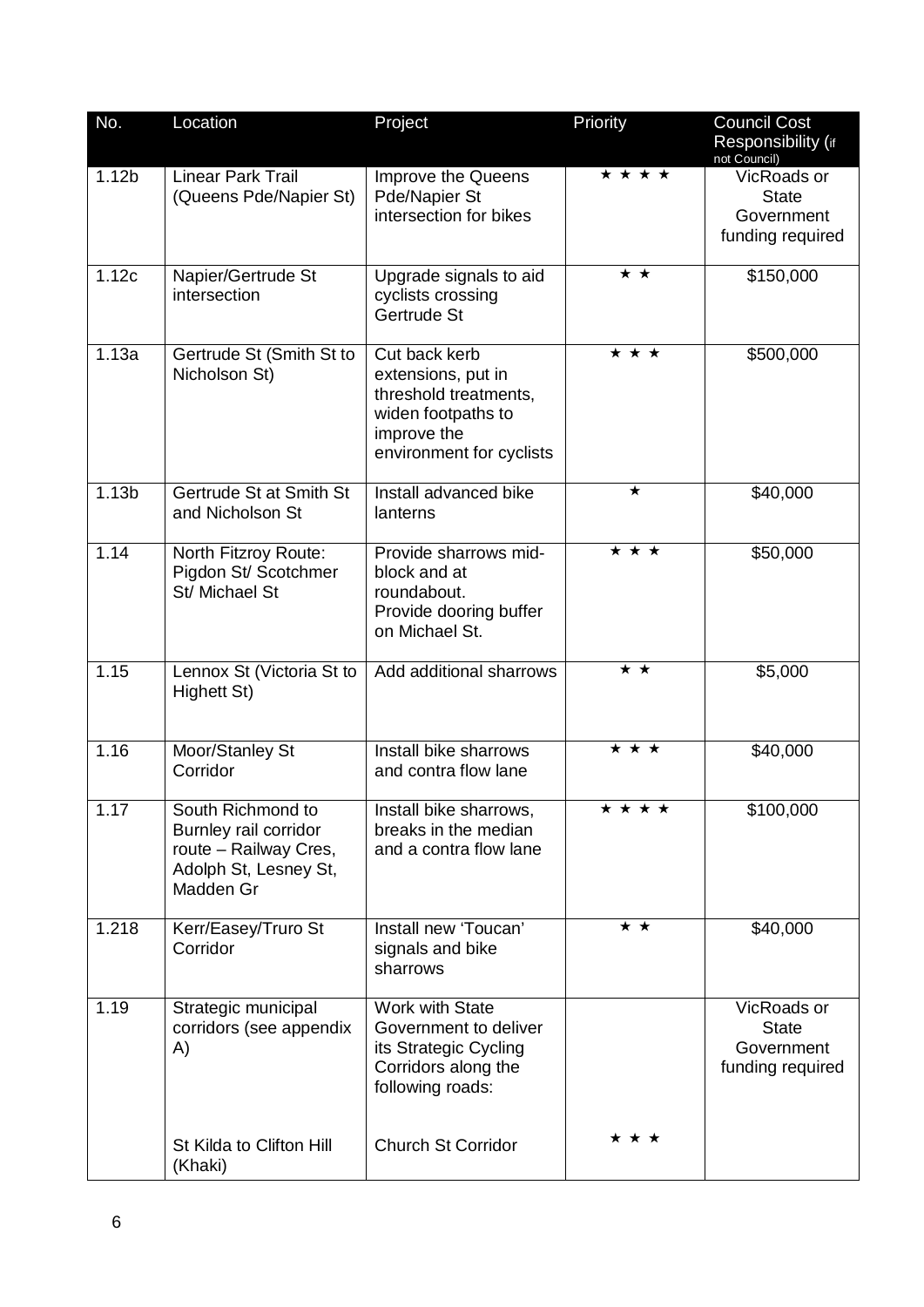| No. | Location | Project | Priority | Council Cost Responsibility (if not Council) |
|---|---|---|---|---|
| 1.12b | Linear Park Trail (Queens Pde/Napier St) | Improve the Queens Pde/Napier St intersection for bikes | ★ ★ ★ ★ | VicRoads or State Government funding required |
| 1.12c | Napier/Gertrude St intersection | Upgrade signals to aid cyclists crossing Gertrude St | ★ ★ | $150,000 |
| 1.13a | Gertrude St (Smith St to Nicholson St) | Cut back kerb extensions, put in threshold treatments, widen footpaths to improve the environment for cyclists | ★ ★ ★ | $500,000 |
| 1.13b | Gertrude St at Smith St and Nicholson St | Install advanced bike lanterns | ★ | $40,000 |
| 1.14 | North Fitzroy Route: Pigdon St/ Scotchmer St/ Michael St | Provide sharrows mid-block and at roundabout. Provide dooring buffer on Michael St. | ★ ★ ★ | $50,000 |
| 1.15 | Lennox St (Victoria St to Highett St) | Add additional sharrows | ★ ★ | $5,000 |
| 1.16 | Moor/Stanley St Corridor | Install bike sharrows and contra flow lane | ★ ★ ★ | $40,000 |
| 1.17 | South Richmond to Burnley rail corridor route – Railway Cres, Adolph St, Lesney St, Madden Gr | Install bike sharrows, breaks in the median and a contra flow lane | ★ ★ ★ ★ | $100,000 |
| 1.218 | Kerr/Easey/Truro St Corridor | Install new 'Toucan' signals and bike sharrows | ★ ★ | $40,000 |
| 1.19 | Strategic municipal corridors (see appendix A) | Work with State Government to deliver its Strategic Cycling Corridors along the following roads: | | VicRoads or State Government funding required |
| | St Kilda to Clifton Hill (Khaki) | Church St Corridor | ★ ★ ★ | |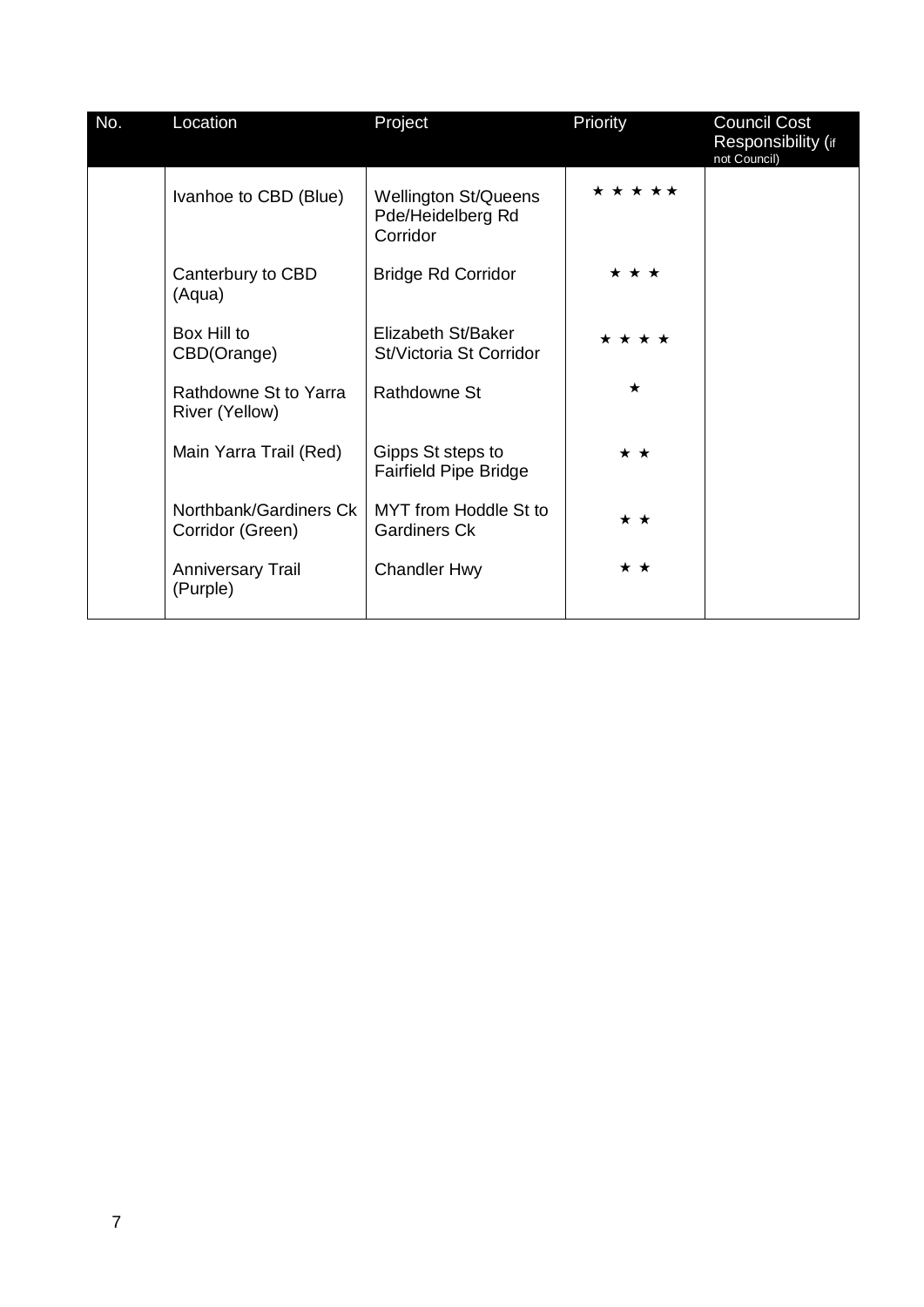| No. | Location | Project | Priority | Council Cost Responsibility (if not Council) |
|---|---|---|---|---|
| | Ivanhoe to CBD (Blue) | Wellington St/Queens Pde/Heidelberg Rd Corridor | ★ ★ ★ ★★ | |
| | Canterbury to CBD (Aqua) | Bridge Rd Corridor | ★ ★ ★ | |
| | Box Hill to CBD(Orange) | Elizabeth St/Baker St/Victoria St Corridor | ★ ★ ★ ★ | |
| | Rathdowne St to Yarra River (Yellow) | Rathdowne St | ★ | |
| | Main Yarra Trail (Red) | Gipps St steps to Fairfield Pipe Bridge | ★ ★ | |
| | Northbank/Gardiners Ck Corridor (Green) | MYT from Hoddle St to Gardiners Ck | ★ ★ | |
| | Anniversary Trail (Purple) | Chandler Hwy | ★ ★ | |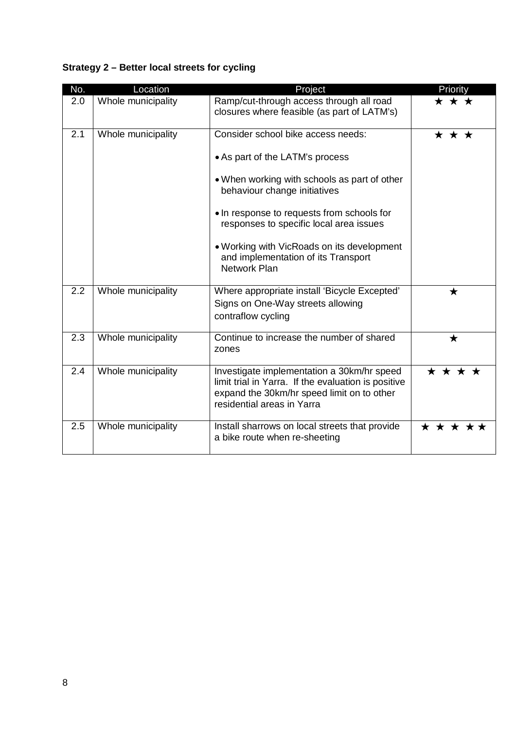**Strategy 2 – Better local streets for cycling**

| No. | Location | Project | Priority |
|---|---|---|---|
| 2.0 | Whole municipality | Ramp/cut-through access through all road closures where feasible (as part of LATM's) | ★ ★ ★ |
| 2.1 | Whole municipality | Consider school bike access needs:<br>• As part of the LATM's process<br>• When working with schools as part of other behaviour change initiatives<br>• In response to requests from schools for responses to specific local area issues<br>• Working with VicRoads on its development and implementation of its Transport Network Plan | ★ ★ ★ |
| 2.2 | Whole municipality | Where appropriate install 'Bicycle Excepted' Signs on One-Way streets allowing contraflow cycling | ★ |
| 2.3 | Whole municipality | Continue to increase the number of shared zones | ★ |
| 2.4 | Whole municipality | Investigate implementation a 30km/hr speed limit trial in Yarra. If the evaluation is positive expand the 30km/hr speed limit on to other residential areas in Yarra | ★ ★ ★ ★ |
| 2.5 | Whole municipality | Install sharrows on local streets that provide a bike route when re-sheeting | ★ ★ ★ ★ ★ |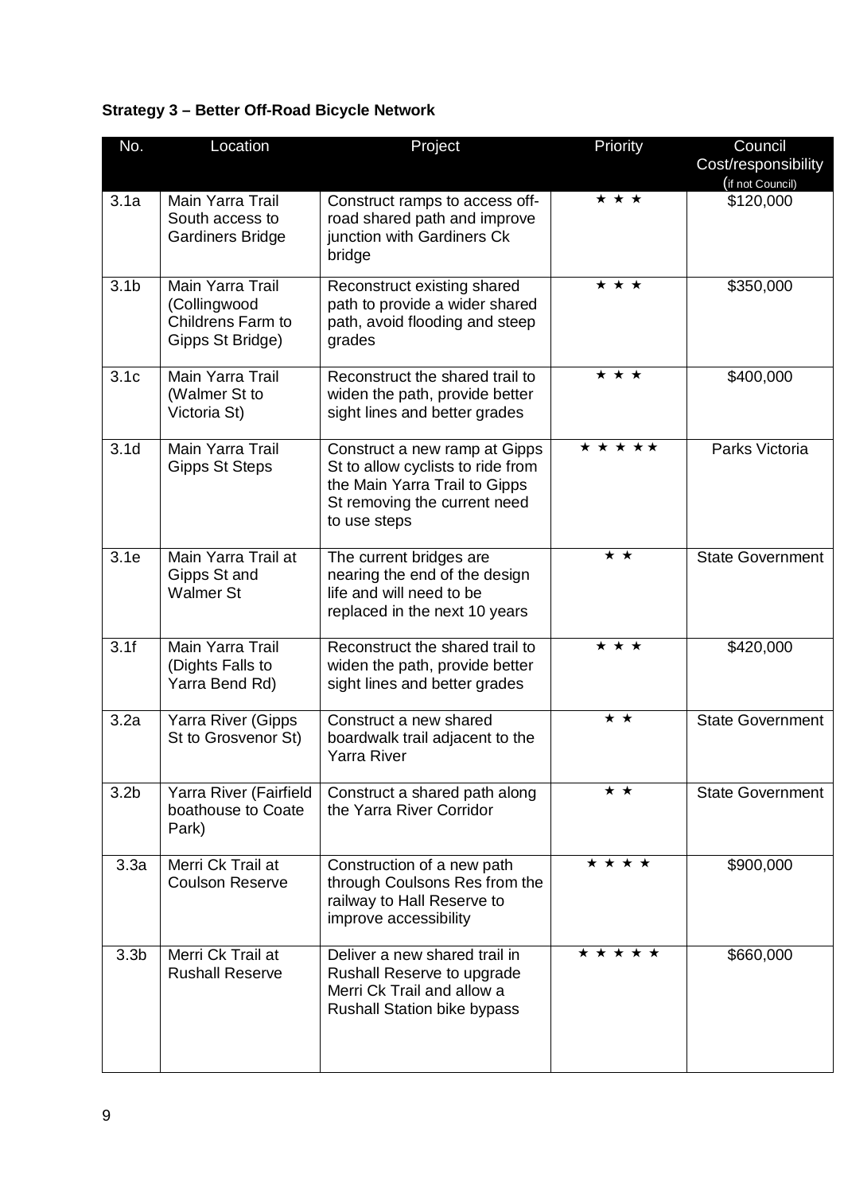**Strategy 3 – Better Off-Road Bicycle Network**

| No. | Location | Project | Priority | Council Cost/responsibility (if not Council) |
|---|---|---|---|---|
| 3.1a | Main Yarra Trail South access to Gardiners Bridge | Construct ramps to access off-road shared path and improve junction with Gardiners Ck bridge | ★ ★ ★ | $120,000 |
| 3.1b | Main Yarra Trail (Collingwood Childrens Farm to Gipps St Bridge) | Reconstruct existing shared path to provide a wider shared path, avoid flooding and steep grades | ★ ★ ★ | $350,000 |
| 3.1c | Main Yarra Trail (Walmer St to Victoria St) | Reconstruct the shared trail to widen the path, provide better sight lines and better grades | ★ ★ ★ | $400,000 |
| 3.1d | Main Yarra Trail Gipps St Steps | Construct a new ramp at Gipps St to allow cyclists to ride from the Main Yarra Trail to Gipps St removing the current need to use steps | ★ ★ ★ ★ ★ | Parks Victoria |
| 3.1e | Main Yarra Trail at Gipps St and Walmer St | The current bridges are nearing the end of the design life and will need to be replaced in the next 10 years | ★ ★ | State Government |
| 3.1f | Main Yarra Trail (Dights Falls to Yarra Bend Rd) | Reconstruct the shared trail to widen the path, provide better sight lines and better grades | ★ ★ ★ | $420,000 |
| 3.2a | Yarra River (Gipps St to Grosvenor St) | Construct a new shared boardwalk trail adjacent to the Yarra River | ★ ★ | State Government |
| 3.2b | Yarra River (Fairfield boathouse to Coate Park) | Construct a shared path along the Yarra River Corridor | ★ ★ | State Government |
| 3.3a | Merri Ck Trail at Coulson Reserve | Construction of a new path through Coulsons Res from the railway to Hall Reserve to improve accessibility | ★ ★ ★ ★ | $900,000 |
| 3.3b | Merri Ck Trail at Rushall Reserve | Deliver a new shared trail in Rushall Reserve to upgrade Merri Ck Trail and allow a Rushall Station bike bypass | ★ ★ ★ ★ ★ | $660,000 |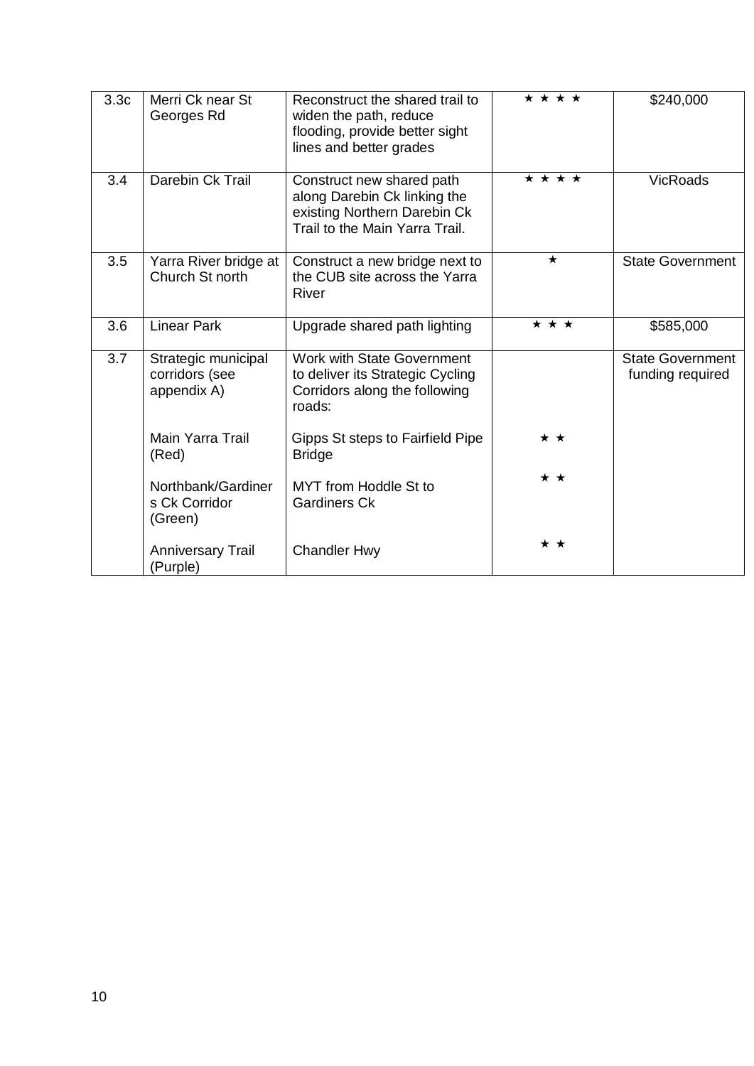| | | | | |
|---|---|---|---|---|
| 3.3c | Merri Ck near St Georges Rd | Reconstruct the shared trail to widen the path, reduce flooding, provide better sight lines and better grades | ★ ★ ★ ★ | $240,000 |
| 3.4 | Darebin Ck Trail | Construct new shared path along Darebin Ck linking the existing Northern Darebin Ck Trail to the Main Yarra Trail. | ★ ★ ★ ★ | VicRoads |
| 3.5 | Yarra River bridge at Church St north | Construct a new bridge next to the CUB site across the Yarra River | ★ | State Government |
| 3.6 | Linear Park | Upgrade shared path lighting | ★ ★ ★ | $585,000 |
| 3.7 | Strategic municipal corridors (see appendix A) | Work with State Government to deliver its Strategic Cycling Corridors along the following roads: | | State Government funding required |
| | Main Yarra Trail (Red) | Gipps St steps to Fairfield Pipe Bridge | ★ ★ | |
| | Northbank/Gardiners Ck Corridor (Green) | MYT from Hoddle St to Gardiners Ck | ★ ★ | |
| | Anniversary Trail (Purple) | Chandler Hwy | ★ ★ | |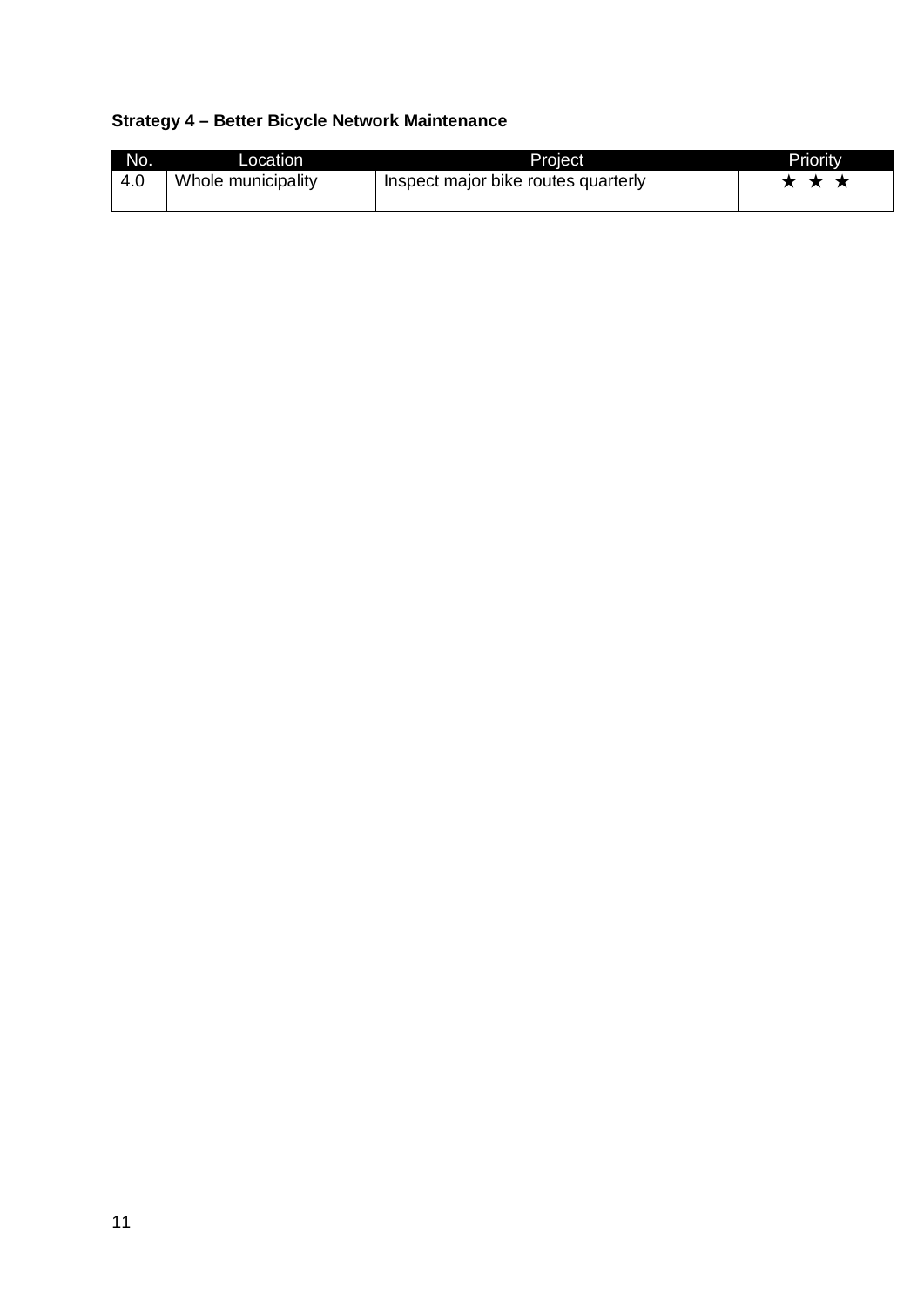**Strategy 4 – Better Bicycle Network Maintenance**

| No. | Location | Project | Priority |
| --- | --- | --- | --- |
| 4.0 | Whole municipality | Inspect major bike routes quarterly | ★ ★ ★ |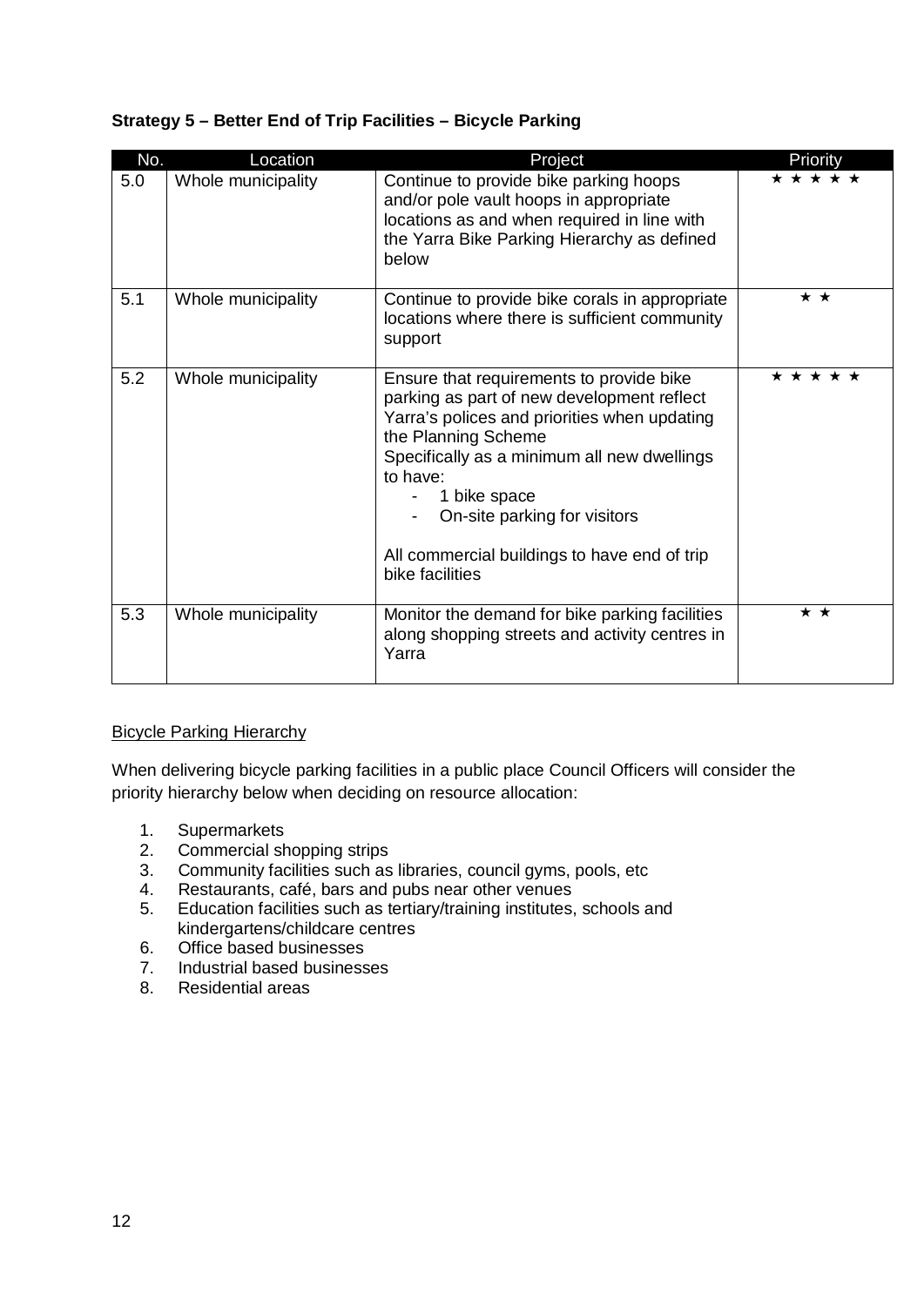**Strategy 5 – Better End of Trip Facilities – Bicycle Parking**

| No. | Location | Project | Priority |
|---|---|---|---|
| 5.0 | Whole municipality | Continue to provide bike parking hoops and/or pole vault hoops in appropriate locations as and when required in line with the Yarra Bike Parking Hierarchy as defined below | ★ ★ ★ ★ ★ |
| 5.1 | Whole municipality | Continue to provide bike corals in appropriate locations where there is sufficient community support | ★ ★ |
| 5.2 | Whole municipality | Ensure that requirements to provide bike parking as part of new development reflect Yarra's polices and priorities when updating the Planning Scheme<br>Specifically as a minimum all new dwellings to have:<br>- 1 bike space<br>- On-site parking for visitors<br><br>All commercial buildings to have end of trip bike facilities | ★ ★ ★ ★ ★ |
| 5.3 | Whole municipality | Monitor the demand for bike parking facilities along shopping streets and activity centres in Yarra | ★ ★ |

Bicycle Parking Hierarchy

When delivering bicycle parking facilities in a public place Council Officers will consider the priority hierarchy below when deciding on resource allocation:

1. Supermarkets
2. Commercial shopping strips
3. Community facilities such as libraries, council gyms, pools, etc
4. Restaurants, café, bars and pubs near other venues
5. Education facilities such as tertiary/training institutes, schools and kindergartens/childcare centres
6. Office based businesses
7. Industrial based businesses
8. Residential areas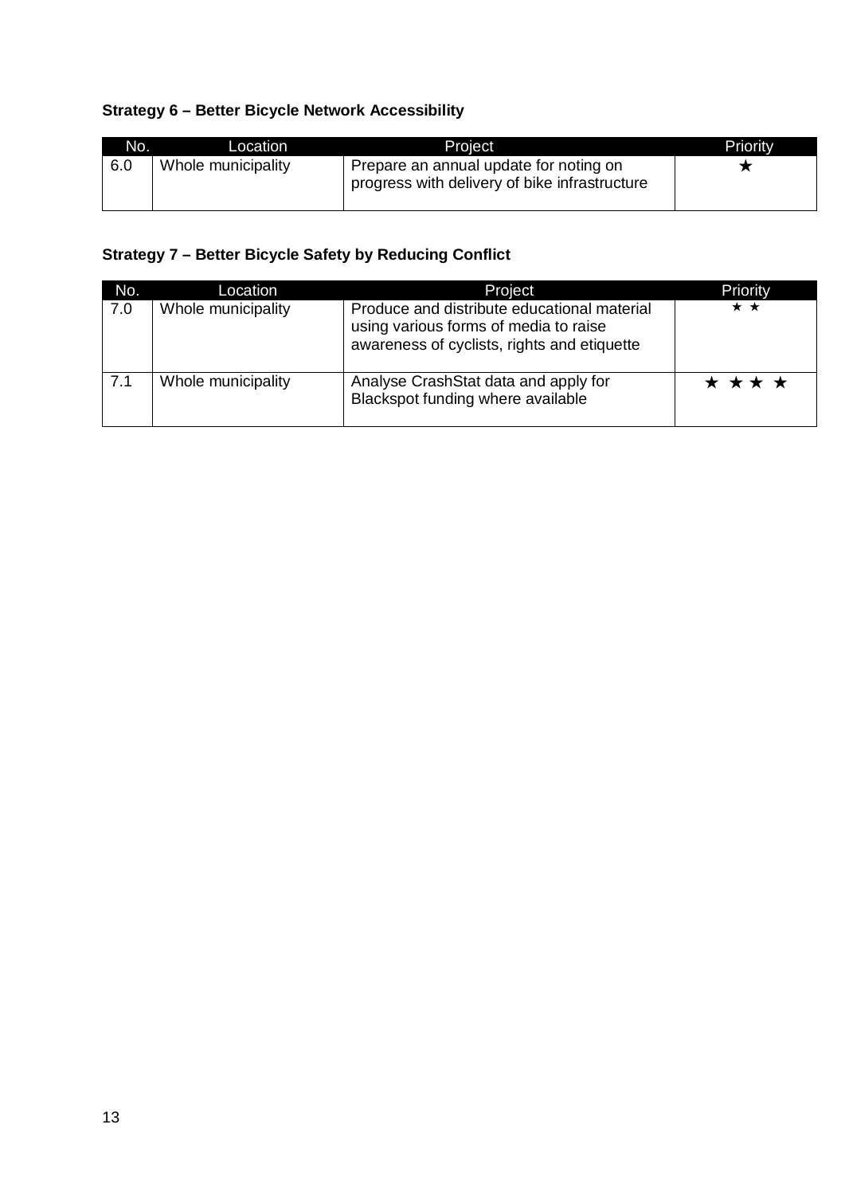**Strategy 6 – Better Bicycle Network Accessibility**

| No. | Location | Project | Priority |
| --- | --- | --- | --- |
| 6.0 | Whole municipality | Prepare an annual update for noting on progress with delivery of bike infrastructure | ★ |

**Strategy 7 – Better Bicycle Safety by Reducing Conflict**

| No. | Location | Project | Priority |
| --- | --- | --- | --- |
| 7.0 | Whole municipality | Produce and distribute educational material using various forms of media to raise awareness of cyclists, rights and etiquette | ★ ★ |
| 7.1 | Whole municipality | Analyse CrashStat data and apply for Blackspot funding where available | ★ ★ ★ ★ |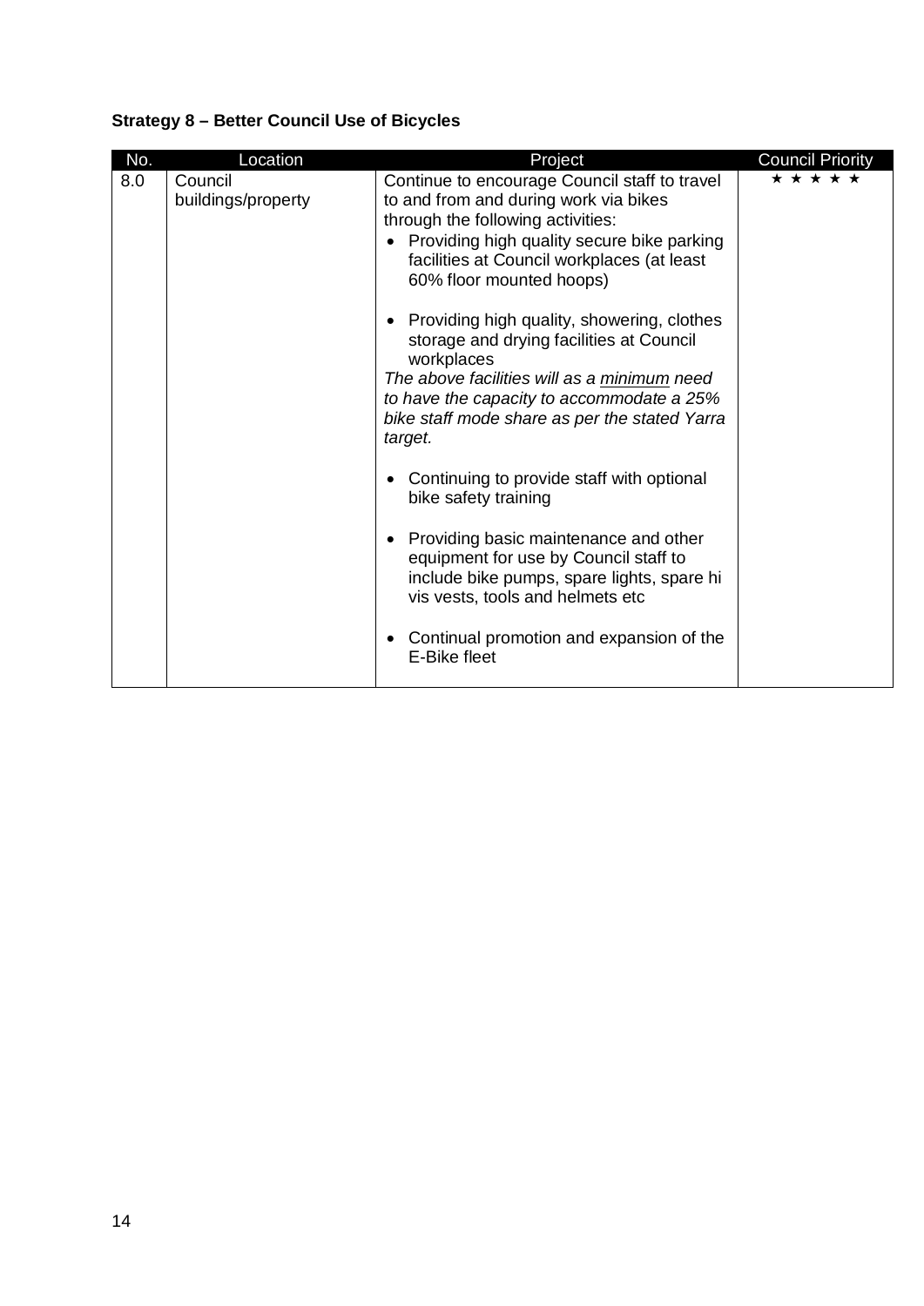**Strategy 8 – Better Council Use of Bicycles**

| No. | Location | Project | Council Priority |
|---|---|---|---|
| 8.0 | Council buildings/property | Continue to encourage Council staff to travel to and from and during work via bikes through the following activities:<br>• Providing high quality secure bike parking facilities at Council workplaces (at least 60% floor mounted hoops)<br><br>• Providing high quality, showering, clothes storage and drying facilities at Council workplaces<br>*The above facilities will as a minimum need to have the capacity to accommodate a 25% bike staff mode share as per the stated Yarra target.*<br><br>• Continuing to provide staff with optional bike safety training<br><br>• Providing basic maintenance and other equipment for use by Council staff to include bike pumps, spare lights, spare hi vis vests, tools and helmets etc<br><br>• Continual promotion and expansion of the E-Bike fleet | ★ ★ ★ ★ ★ |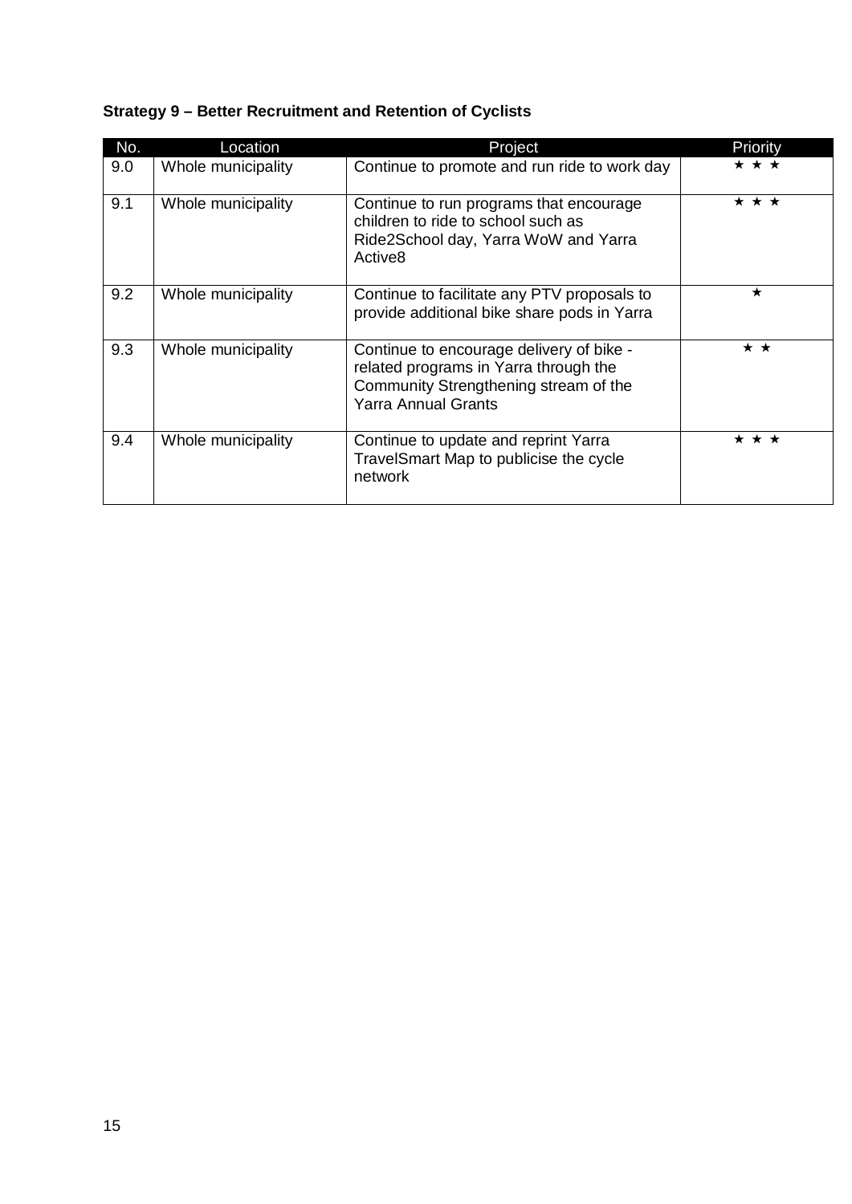**Strategy 9 – Better Recruitment and Retention of Cyclists**

| No. | Location | Project | Priority |
|---|---|---|---|
| 9.0 | Whole municipality | Continue to promote and run ride to work day | ★ ★ ★ |
| 9.1 | Whole municipality | Continue to run programs that encourage children to ride to school such as Ride2School day, Yarra WoW and Yarra Active8 | ★ ★ ★ |
| 9.2 | Whole municipality | Continue to facilitate any PTV proposals to provide additional bike share pods in Yarra | ★ |
| 9.3 | Whole municipality | Continue to encourage delivery of bike - related programs in Yarra through the Community Strengthening stream of the Yarra Annual Grants | ★ ★ |
| 9.4 | Whole municipality | Continue to update and reprint Yarra TravelSmart Map to publicise the cycle network | ★ ★ ★ |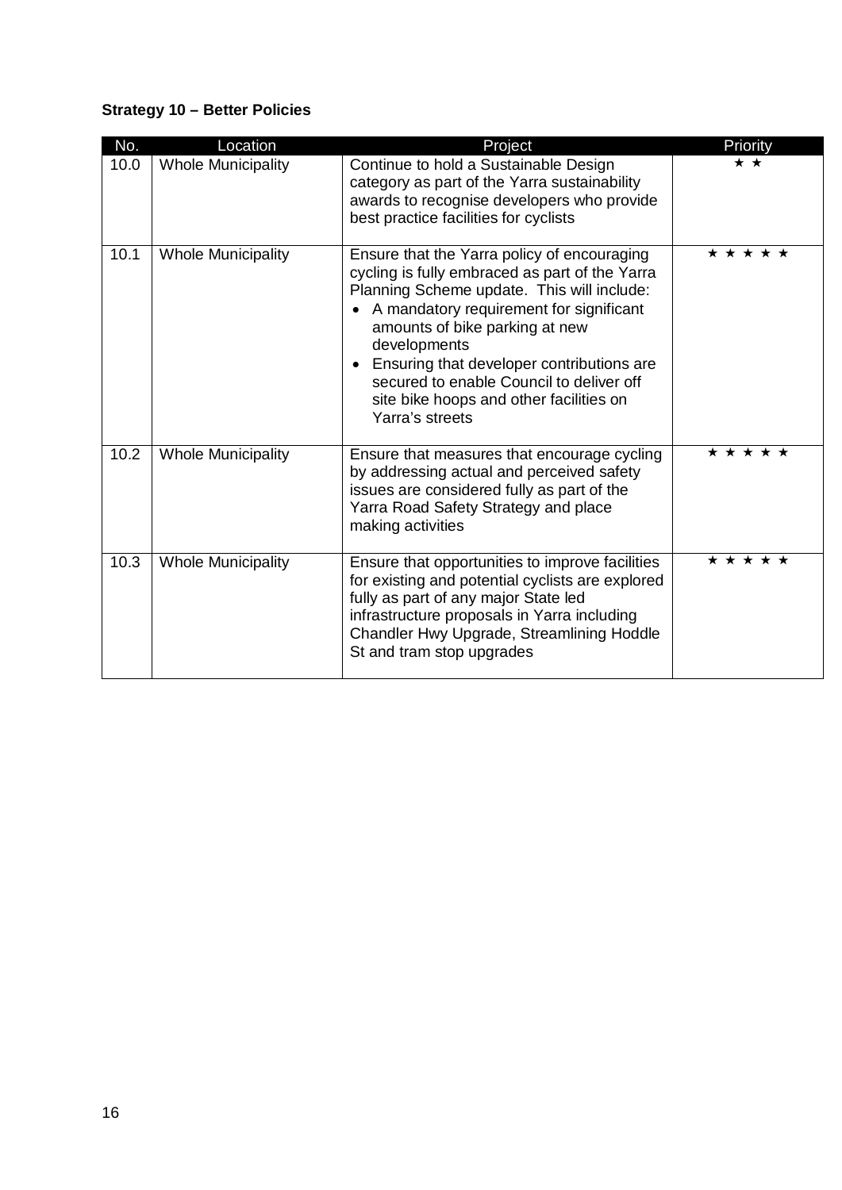**Strategy 10 – Better Policies**

| No. | Location | Project | Priority |
|---|---|---|---|
| 10.0 | Whole Municipality | Continue to hold a Sustainable Design category as part of the Yarra sustainability awards to recognise developers who provide best practice facilities for cyclists | ★ ★ |
| 10.1 | Whole Municipality | Ensure that the Yarra policy of encouraging cycling is fully embraced as part of the Yarra Planning Scheme update. This will include: <br>• A mandatory requirement for significant amounts of bike parking at new developments <br>• Ensuring that developer contributions are secured to enable Council to deliver off site bike hoops and other facilities on Yarra's streets | ★ ★ ★ ★ ★ |
| 10.2 | Whole Municipality | Ensure that measures that encourage cycling by addressing actual and perceived safety issues are considered fully as part of the Yarra Road Safety Strategy and place making activities | ★ ★ ★ ★ ★ |
| 10.3 | Whole Municipality | Ensure that opportunities to improve facilities for existing and potential cyclists are explored fully as part of any major State led infrastructure proposals in Yarra including Chandler Hwy Upgrade, Streamlining Hoddle St and tram stop upgrades | ★ ★ ★ ★ ★ |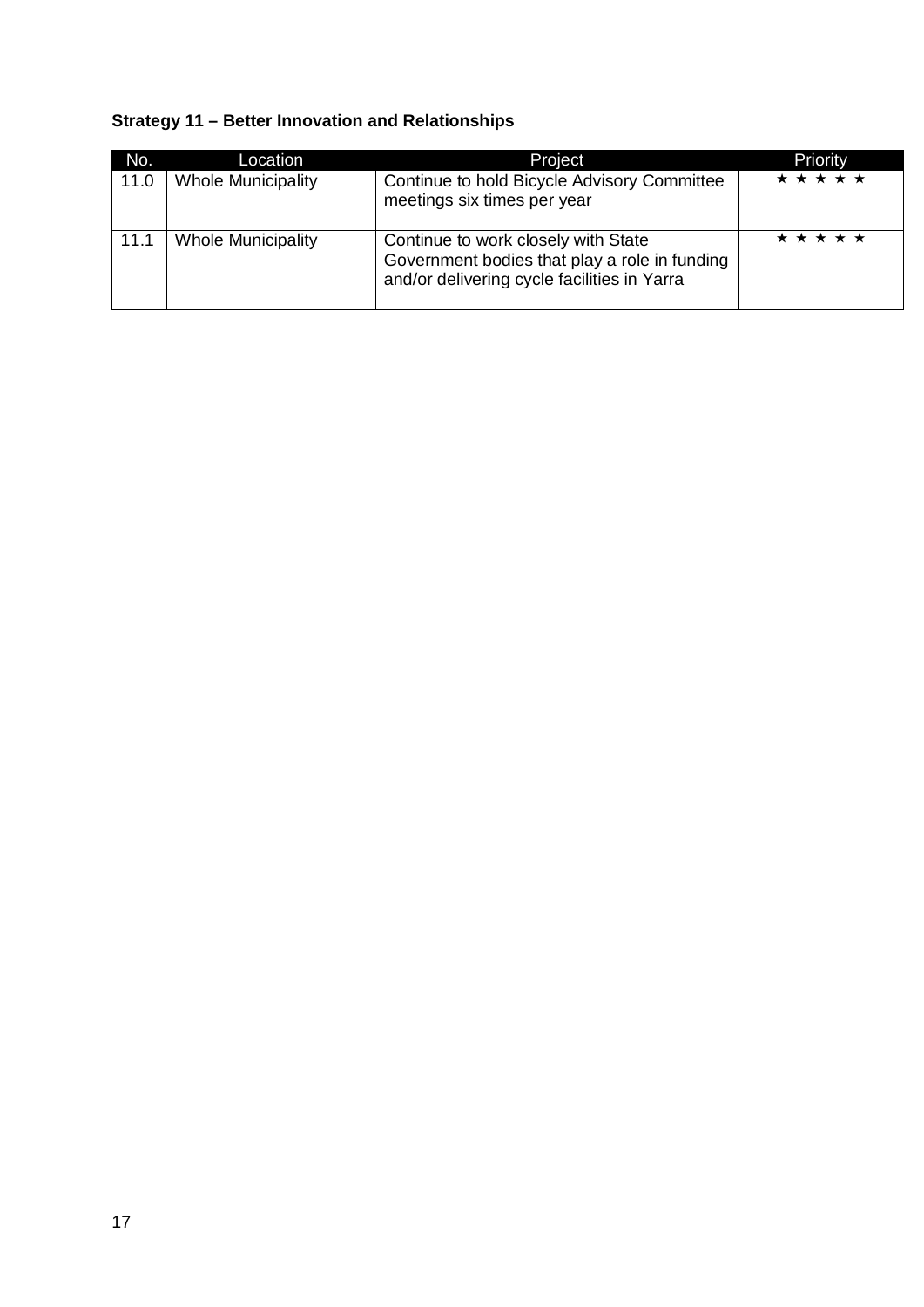**Strategy 11 – Better Innovation and Relationships**

| No. | Location | Project | Priority |
|---|---|---|---|
| 11.0 | Whole Municipality | Continue to hold Bicycle Advisory Committee meetings six times per year | ★ ★ ★ ★ ★ |
| 11.1 | Whole Municipality | Continue to work closely with State Government bodies that play a role in funding and/or delivering cycle facilities in Yarra | ★ ★ ★ ★ ★ |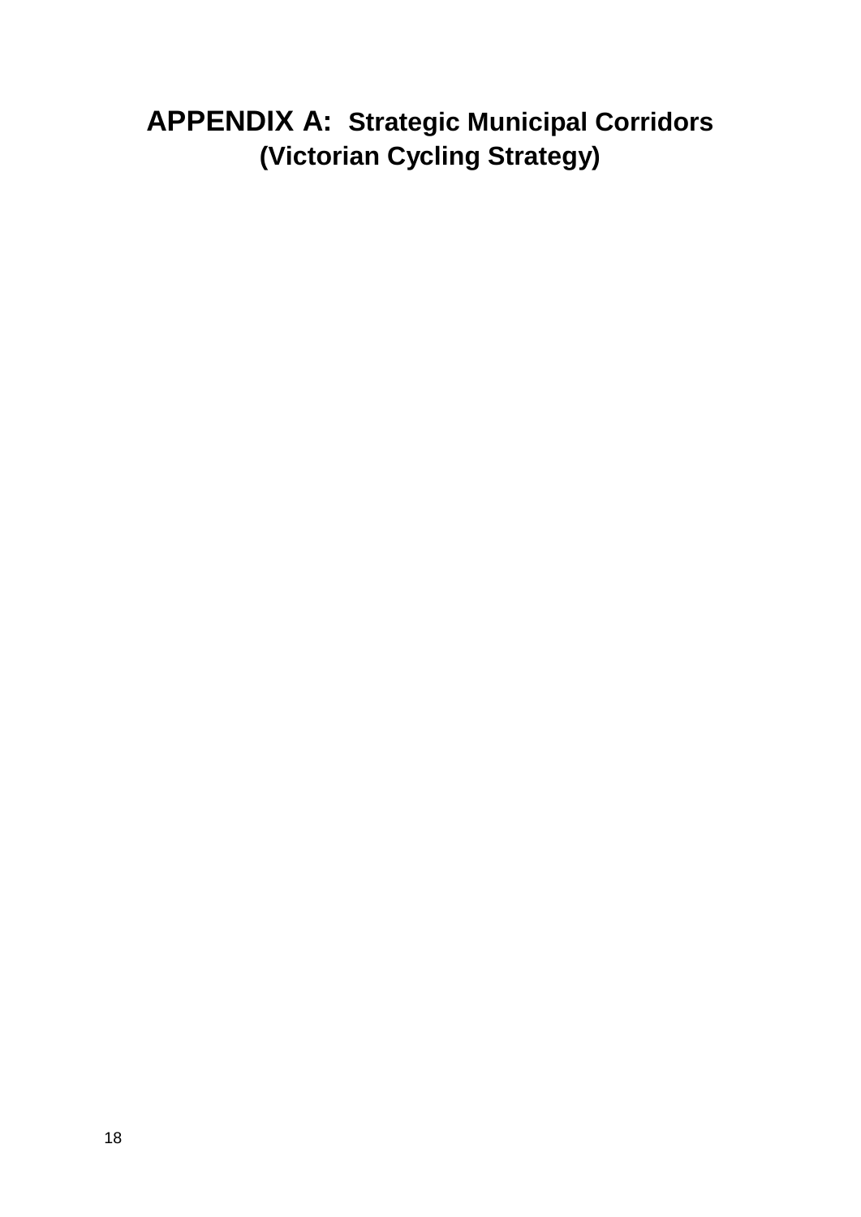# APPENDIX A: Strategic Municipal Corridors (Victorian Cycling Strategy)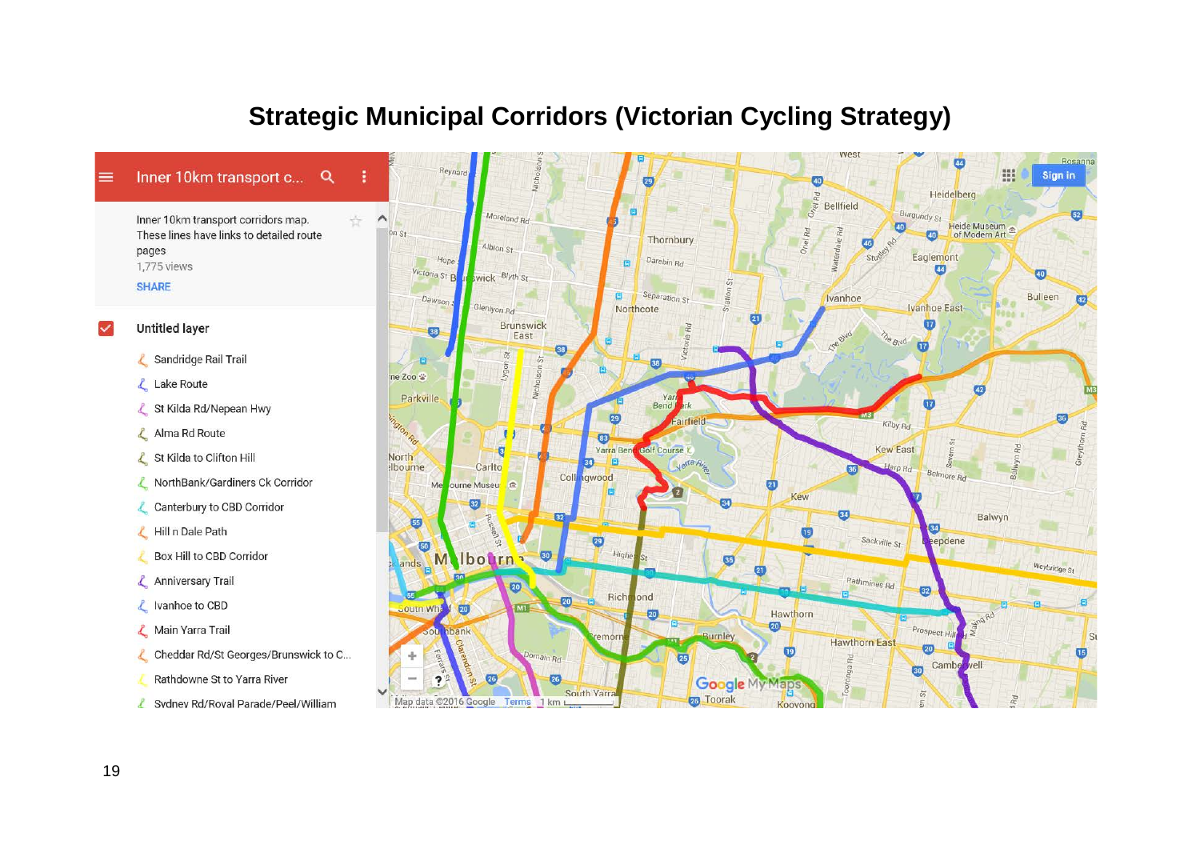# Strategic Municipal Corridors (Victorian Cycling Strategy)

Inner 10km transport c...

Inner 10km transport corridors map. These lines have links to detailed route pages

1,775 views

SHARE

Untitled layer

- Sandridge Rail Trail
- Lake Route
- St Kilda Rd/Nepean Hwy
- Alma Rd Route
- St Kilda to Clifton Hill
- NorthBank/Gardiners Ck Corridor
- Canterbury to CBD Corridor
- Hill n Dale Path
- Box Hill to CBD Corridor
- Anniversary Trail
- Ivanhoe to CBD
- Main Yarra Trail
- Cheddar Rd/St Georges/Brunswick to C...
- Rathdowne St to Yarra River
- Sydney Rd/Royal Parade/Peel/William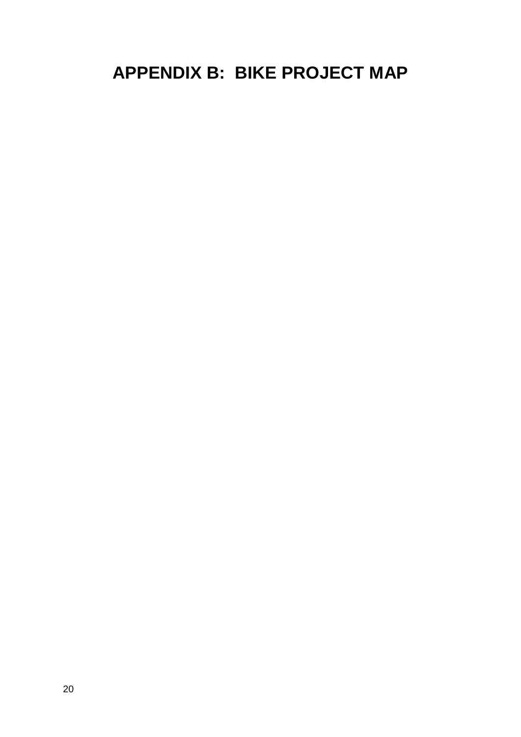# APPENDIX B:  BIKE PROJECT MAP